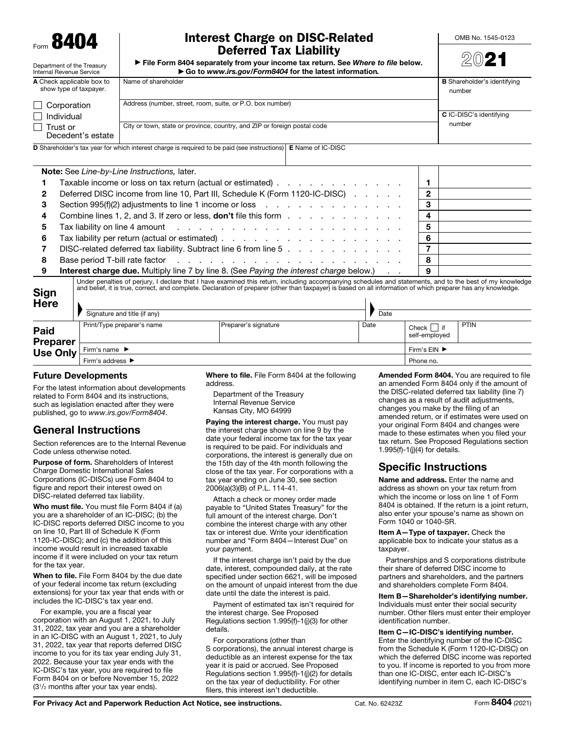Form **8404**

Department of the Treasury
Internal Revenue Service

# Interest Charge on DISC-Related Deferred Tax Liability

▶ File Form 8404 separately from your income tax return. See *Where to file* below.
▶ Go to *www.irs.gov/Form8404* for the latest information.

OMB No. 1545-0123

2021

| | | |
|---|---|---|
| **A** Check applicable box to show type of taxpayer. ☐ Corporation ☐ Individual ☐ Trust or Decedent's estate | Name of shareholder | **B** Shareholder's identifying number |
| | Address (number, street, room, suite, or P.O. box number) | **C** IC-DISC's identifying number |
| | City or town, state or province, country, and ZIP or foreign postal code | |
| **D** Shareholder's tax year for which interest charge is required to be paid (see instructions) | **E** Name of IC-DISC | |

**Note:** See *Line-by-Line Instructions,* later.

| | | | |
|---|---|---|---|
| 1 | Taxable income or loss on tax return (actual or estimated) | 1 | |
| 2 | Deferred DISC income from line 10, Part III, Schedule K (Form 1120-IC-DISC) | 2 | |
| 3 | Section 995(f)(2) adjustments to line 1 income or loss | 3 | |
| 4 | Combine lines 1, 2, and 3. If zero or less, **don't** file this form | 4 | |
| 5 | Tax liability on line 4 amount | 5 | |
| 6 | Tax liability per return (actual or estimated) | 6 | |
| 7 | DISC-related deferred tax liability. Subtract line 6 from line 5 | 7 | |
| 8 | Base period T-bill rate factor | 8 | |
| 9 | **Interest charge due.** Multiply line 7 by line 8. (See *Paying the interest charge* below.) | 9 | |

**Sign Here**

Under penalties of perjury, I declare that I have examined this return, including accompanying schedules and statements, and to the best of my knowledge and belief, it is true, correct, and complete. Declaration of preparer (other than taxpayer) is based on all information of which preparer has any knowledge.

Signature and title (if any) | Date

**Paid Preparer Use Only**

| Print/Type preparer's name | Preparer's signature | Date | Check ☐ if self-employed | PTIN |
|---|---|---|---|---|
| Firm's name ▶ | | | Firm's EIN ▶ | |
| Firm's address ▶ | | | Phone no. | |

## Future Developments

For the latest information about developments related to Form 8404 and its instructions, such as legislation enacted after they were published, go to *www.irs.gov/Form8404*.

## General Instructions

Section references are to the Internal Revenue Code unless otherwise noted.

**Purpose of form.** Shareholders of Interest Charge Domestic International Sales Corporations (IC-DISCs) use Form 8404 to figure and report their interest owed on DISC-related deferred tax liability.

**Who must file.** You must file Form 8404 if (a) you are a shareholder of an IC-DISC; (b) the IC-DISC reports deferred DISC income to you on line 10, Part III of Schedule K (Form 1120-IC-DISC); and (c) the addition of this income would result in increased taxable income if it were included on your tax return for the tax year.

**When to file.** File Form 8404 by the due date of your federal income tax return (excluding extensions) for your tax year that ends with or includes the IC-DISC's tax year end.

For example, you are a fiscal year corporation with an August 1, 2021, to July 31, 2022, tax year and you are a shareholder in an IC-DISC with an August 1, 2021, to July 31, 2022, tax year that reports deferred DISC income to you for its tax year ending July 31, 2022. Because your tax year ends with the IC-DISC's tax year, you are required to file Form 8404 on or before November 15, 2022 (3½ months after your tax year ends).

**Where to file.** File Form 8404 at the following address.

Department of the Treasury
Internal Revenue Service
Kansas City, MO 64999

**Paying the interest charge.** You must pay the interest charge shown on line 9 by the date your federal income tax for the tax year is required to be paid. For individuals and corporations, the interest is generally due on the 15th day of the 4th month following the close of the tax year. For corporations with a tax year ending on June 30, see section 2006(a)(3)(B) of P.L. 114-41.

Attach a check or money order made payable to "United States Treasury" for the full amount of the interest charge. Don't combine the interest charge with any other tax or interest due. Write your identification number and "Form 8404—Interest Due" on your payment.

If the interest charge isn't paid by the due date, interest, compounded daily, at the rate specified under section 6621, will be imposed on the amount of unpaid interest from the due date until the date the interest is paid.

Payment of estimated tax isn't required for the interest charge. See Proposed Regulations section 1.995(f)-1(j)(3) for other details.

For corporations (other than S corporations), the annual interest charge is deductible as an interest expense for the tax year it is paid or accrued. See Proposed Regulations section 1.995(f)-1(j)(2) for details on the tax year of deductibility. For other filers, this interest isn't deductible.

**Amended Form 8404.** You are required to file an amended Form 8404 only if the amount of the DISC-related deferred tax liability (line 7) changes as a result of audit adjustments, changes you make by the filing of an amended return, or if estimates were used on your original Form 8404 and changes were made to these estimates when you filed your tax return. See Proposed Regulations section 1.995(f)-1(j)(4) for details.

## Specific Instructions

**Name and address.** Enter the name and address as shown on your tax return from which the income or loss on line 1 of Form 8404 is obtained. If the return is a joint return, also enter your spouse's name as shown on Form 1040 or 1040-SR.

**Item A—Type of taxpayer.** Check the applicable box to indicate your status as a taxpayer.

Partnerships and S corporations distribute their share of deferred DISC income to partners and shareholders, and the partners and shareholders complete Form 8404.

**Item B—Shareholder's identifying number.** Individuals must enter their social security number. Other filers must enter their employer identification number.

**Item C—IC-DISC's identifying number.** Enter the identifying number of the IC-DISC from the Schedule K (Form 1120-IC-DISC) on which the deferred DISC income was reported to you. If income is reported to you from more than one IC-DISC, enter each IC-DISC's identifying number in item C, each IC-DISC's

For Privacy Act and Paperwork Reduction Act Notice, see instructions. Cat. No. 62423Z Form **8404** (2021)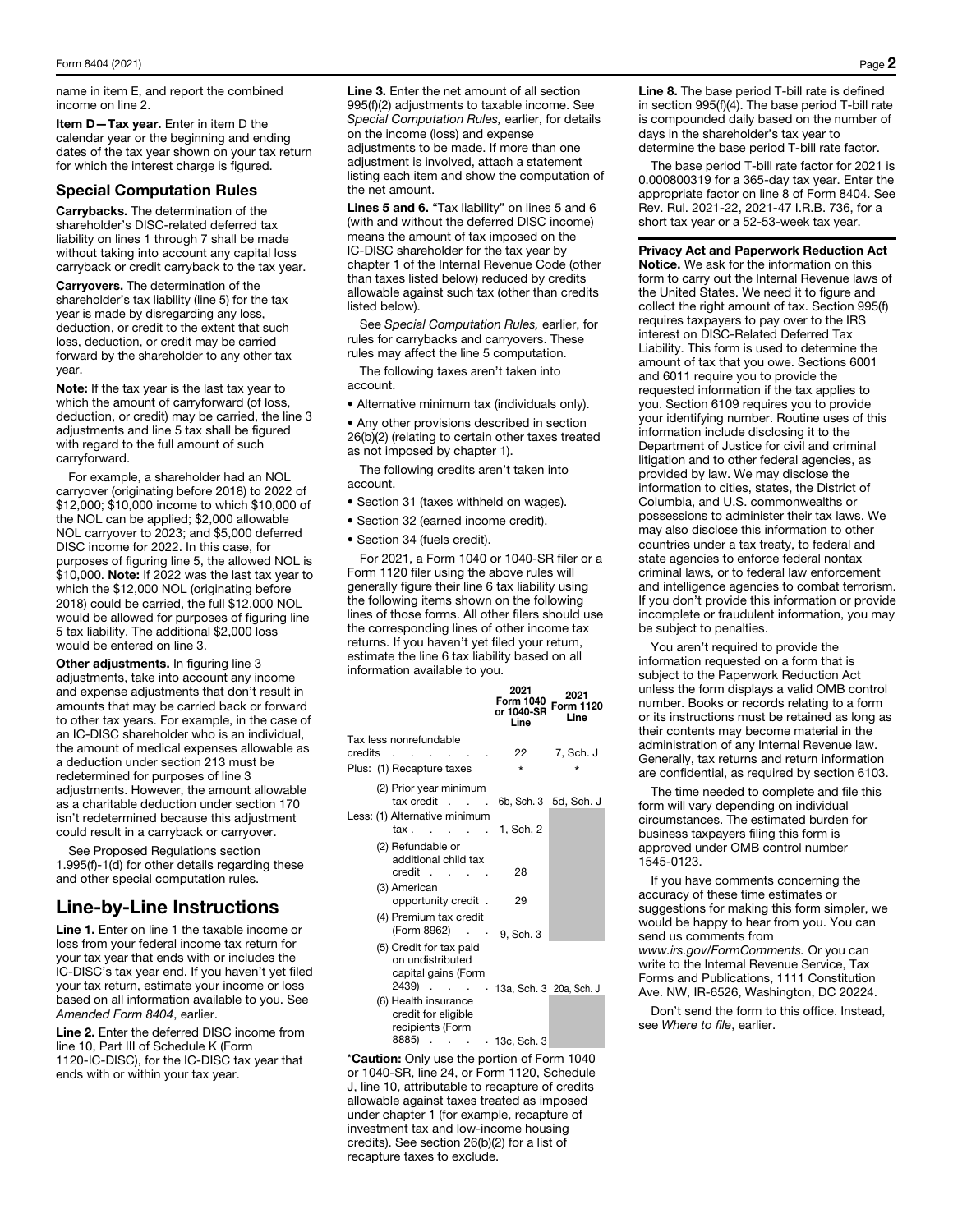name in item E, and report the combined income on line 2.

**Item D—Tax year.** Enter in item D the calendar year or the beginning and ending dates of the tax year shown on your tax return for which the interest charge is figured.

### Special Computation Rules

**Carrybacks.** The determination of the shareholder's DISC-related deferred tax liability on lines 1 through 7 shall be made without taking into account any capital loss carryback or credit carryback to the tax year.

**Carryovers.** The determination of the shareholder's tax liability (line 5) for the tax year is made by disregarding any loss, deduction, or credit to the extent that such loss, deduction, or credit may be carried forward by the shareholder to any other tax year.

**Note:** If the tax year is the last tax year to which the amount of carryforward (of loss, deduction, or credit) may be carried, the line 3 adjustments and line 5 tax shall be figured with regard to the full amount of such carryforward.

For example, a shareholder had an NOL carryover (originating before 2018) to 2022 of $12,000; $10,000 income to which $10,000 of the NOL can be applied; $2,000 allowable NOL carryover to 2023; and $5,000 deferred DISC income for 2022. In this case, for purposes of figuring line 5, the allowed NOL is $10,000. **Note:** If 2022 was the last tax year to which the $12,000 NOL (originating before 2018) could be carried, the full $12,000 NOL would be allowed for purposes of figuring line 5 tax liability. The additional $2,000 loss would be entered on line 3.

**Other adjustments.** In figuring line 3 adjustments, take into account any income and expense adjustments that don't result in amounts that may be carried back or forward to other tax years. For example, in the case of an IC-DISC shareholder who is an individual, the amount of medical expenses allowable as a deduction under section 213 must be redetermined for purposes of line 3 adjustments. However, the amount allowable as a charitable deduction under section 170 isn't redetermined because this adjustment could result in a carryback or carryover.

See Proposed Regulations section 1.995(f)-1(d) for other details regarding these and other special computation rules.

## Line-by-Line Instructions

**Line 1.** Enter on line 1 the taxable income or loss from your federal income tax return for your tax year that ends with or includes the IC-DISC's tax year end. If you haven't yet filed your tax return, estimate your income or loss based on all information available to you. See *Amended Form 8404*, earlier.

**Line 2.** Enter the deferred DISC income from line 10, Part III of Schedule K (Form 1120-IC-DISC), for the IC-DISC tax year that ends with or within your tax year.

**Line 3.** Enter the net amount of all section 995(f)(2) adjustments to taxable income. See *Special Computation Rules,* earlier, for details on the income (loss) and expense adjustments to be made. If more than one adjustment is involved, attach a statement listing each item and show the computation of the net amount.

**Lines 5 and 6.** "Tax liability" on lines 5 and 6 (with and without the deferred DISC income) means the amount of tax imposed on the IC-DISC shareholder for the tax year by chapter 1 of the Internal Revenue Code (other than taxes listed below) reduced by credits allowable against such tax (other than credits listed below).

See *Special Computation Rules,* earlier, for rules for carrybacks and carryovers. These rules may affect the line 5 computation.

The following taxes aren't taken into account.

- Alternative minimum tax (individuals only).
- Any other provisions described in section 26(b)(2) (relating to certain other taxes treated as not imposed by chapter 1).

The following credits aren't taken into account.

- Section 31 (taxes withheld on wages).
- Section 32 (earned income credit).
- Section 34 (fuels credit).

For 2021, a Form 1040 or 1040-SR filer or a Form 1120 filer using the above rules will generally figure their line 6 tax liability using the following items shown on the following lines of those forms. All other filers should use the corresponding lines of other income tax returns. If you haven't yet filed your return, estimate the line 6 tax liability based on all information available to you.

| | 2021 Form 1040 or 1040-SR Line | 2021 Form 1120 Line |
|---|---|---|
| Tax less nonrefundable credits | 22 | 7, Sch. J |
| Plus: (1) Recapture taxes | * | * |
| (2) Prior year minimum tax credit | 6b, Sch. 3 | 5d, Sch. J |
| Less: (1) Alternative minimum tax | 1, Sch. 2 | |
| (2) Refundable or additional child tax credit | 28 | |
| (3) American opportunity credit | 29 | |
| (4) Premium tax credit (Form 8962) | 9, Sch. 3 | |
| (5) Credit for tax paid on undistributed capital gains (Form 2439) | 13a, Sch. 3 | 20a, Sch. J |
| (6) Health insurance credit for eligible recipients (Form 8885) | 13c, Sch. 3 | |

***Caution:** Only use the portion of Form 1040 or 1040-SR, line 24, or Form 1120, Schedule J, line 10, attributable to recapture of credits allowable against taxes treated as imposed under chapter 1 (for example, recapture of investment tax and low-income housing credits). See section 26(b)(2) for a list of recapture taxes to exclude.

**Line 8.** The base period T-bill rate is defined in section 995(f)(4). The base period T-bill rate is compounded daily based on the number of days in the shareholder's tax year to determine the base period T-bill rate factor.

The base period T-bill rate factor for 2021 is 0.000800319 for a 365-day tax year. Enter the appropriate factor on line 8 of Form 8404. See Rev. Rul. 2021-22, 2021-47 I.R.B. 736, for a short tax year or a 52-53-week tax year.

**Privacy Act and Paperwork Reduction Act Notice.** We ask for the information on this form to carry out the Internal Revenue laws of the United States. We need it to figure and collect the right amount of tax. Section 995(f) requires taxpayers to pay over to the IRS interest on DISC-Related Deferred Tax Liability. This form is used to determine the amount of tax that you owe. Sections 6001 and 6011 require you to provide the requested information if the tax applies to you. Section 6109 requires you to provide your identifying number. Routine uses of this information include disclosing it to the Department of Justice for civil and criminal litigation and to other federal agencies, as provided by law. We may disclose the information to cities, states, the District of Columbia, and U.S. commonwealths or possessions to administer their tax laws. We may also disclose this information to other countries under a tax treaty, to federal and state agencies to enforce federal nontax criminal laws, or to federal law enforcement and intelligence agencies to combat terrorism. If you don't provide this information or provide incomplete or fraudulent information, you may be subject to penalties.

You aren't required to provide the information requested on a form that is subject to the Paperwork Reduction Act unless the form displays a valid OMB control number. Books or records relating to a form or its instructions must be retained as long as their contents may become material in the administration of any Internal Revenue law. Generally, tax returns and return information are confidential, as required by section 6103.

The time needed to complete and file this form will vary depending on individual circumstances. The estimated burden for business taxpayers filing this form is approved under OMB control number 1545-0123.

If you have comments concerning the accuracy of these time estimates or suggestions for making this form simpler, we would be happy to hear from you. You can send us comments from *www.irs.gov/FormComments.* Or you can write to the Internal Revenue Service, Tax Forms and Publications, 1111 Constitution Ave. NW, IR-6526, Washington, DC 20224.

Don't send the form to this office. Instead, see *Where to file*, earlier.